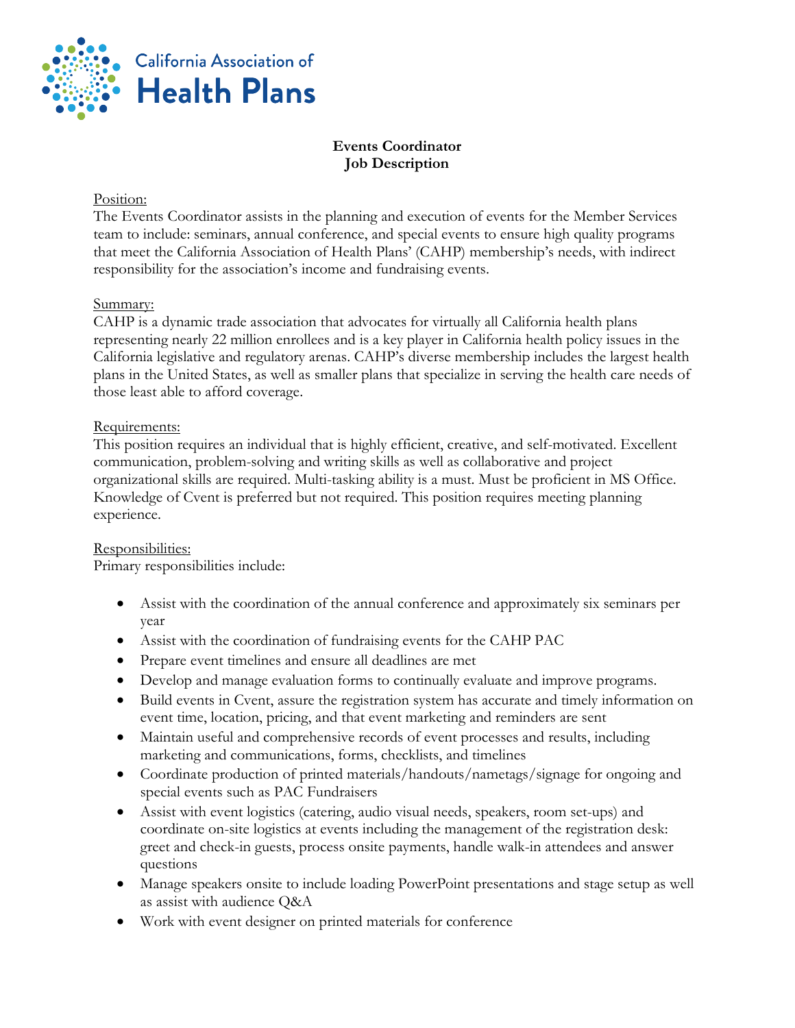California Association of
Health Plans

# Events Coordinator
# Job Description

Position:
The Events Coordinator assists in the planning and execution of events for the Member Services team to include: seminars, annual conference, and special events to ensure high quality programs that meet the California Association of Health Plans' (CAHP) membership's needs, with indirect responsibility for the association's income and fundraising events.

Summary:
CAHP is a dynamic trade association that advocates for virtually all California health plans representing nearly 22 million enrollees and is a key player in California health policy issues in the California legislative and regulatory arenas. CAHP's diverse membership includes the largest health plans in the United States, as well as smaller plans that specialize in serving the health care needs of those least able to afford coverage.

Requirements:
This position requires an individual that is highly efficient, creative, and self-motivated. Excellent communication, problem-solving and writing skills as well as collaborative and project organizational skills are required. Multi-tasking ability is a must. Must be proficient in MS Office. Knowledge of Cvent is preferred but not required. This position requires meeting planning experience.

Responsibilities:
Primary responsibilities include:

- Assist with the coordination of the annual conference and approximately six seminars per year
- Assist with the coordination of fundraising events for the CAHP PAC
- Prepare event timelines and ensure all deadlines are met
- Develop and manage evaluation forms to continually evaluate and improve programs.
- Build events in Cvent, assure the registration system has accurate and timely information on event time, location, pricing, and that event marketing and reminders are sent
- Maintain useful and comprehensive records of event processes and results, including marketing and communications, forms, checklists, and timelines
- Coordinate production of printed materials/handouts/nametags/signage for ongoing and special events such as PAC Fundraisers
- Assist with event logistics (catering, audio visual needs, speakers, room set-ups) and coordinate on-site logistics at events including the management of the registration desk: greet and check-in guests, process onsite payments, handle walk-in attendees and answer questions
- Manage speakers onsite to include loading PowerPoint presentations and stage setup as well as assist with audience Q&A
- Work with event designer on printed materials for conference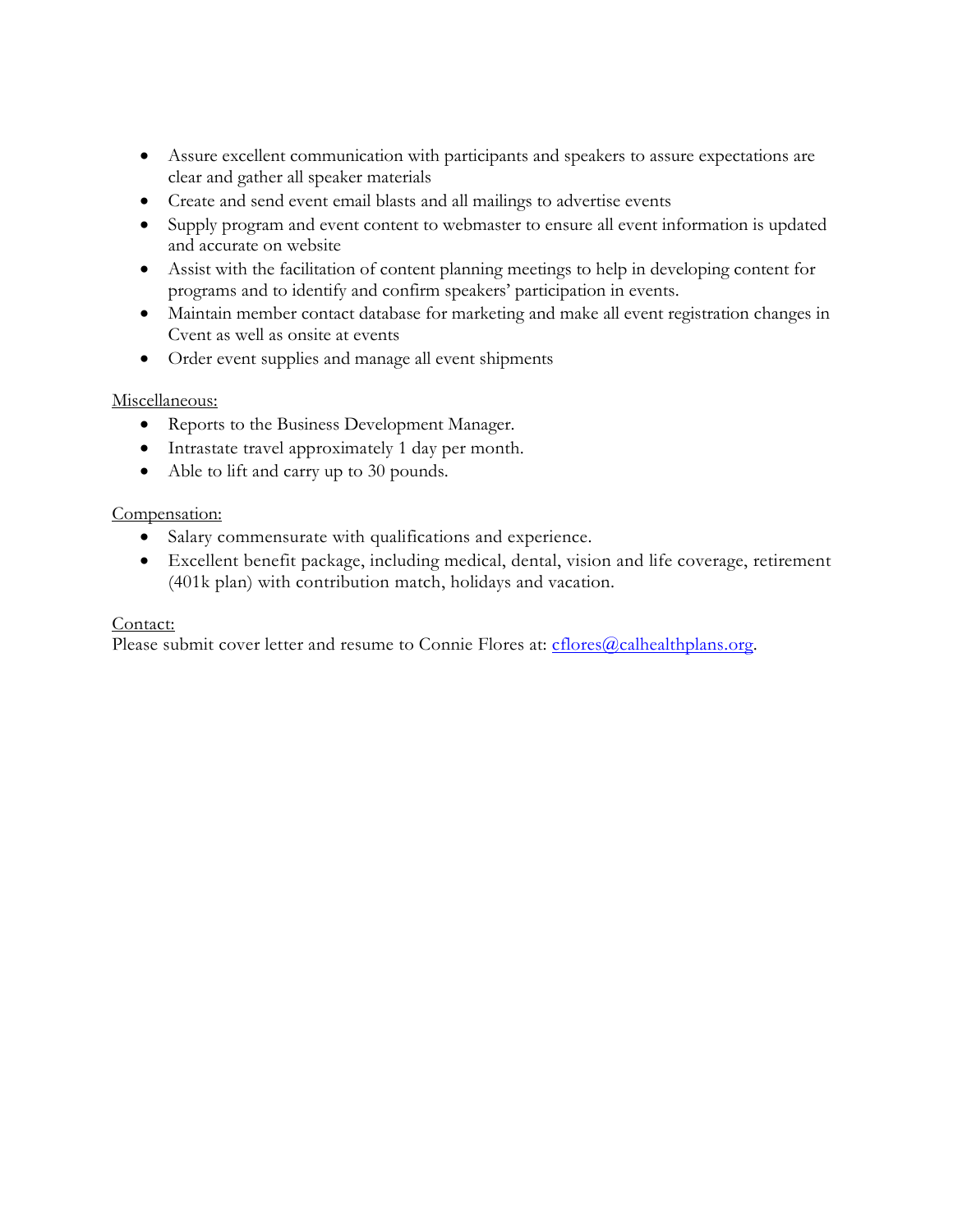- Assure excellent communication with participants and speakers to assure expectations are clear and gather all speaker materials
- Create and send event email blasts and all mailings to advertise events
- Supply program and event content to webmaster to ensure all event information is updated and accurate on website
- Assist with the facilitation of content planning meetings to help in developing content for programs and to identify and confirm speakers' participation in events.
- Maintain member contact database for marketing and make all event registration changes in Cvent as well as onsite at events
- Order event supplies and manage all event shipments

Miscellaneous:

- Reports to the Business Development Manager.
- Intrastate travel approximately 1 day per month.
- Able to lift and carry up to 30 pounds.

Compensation:

- Salary commensurate with qualifications and experience.
- Excellent benefit package, including medical, dental, vision and life coverage, retirement (401k plan) with contribution match, holidays and vacation.

Contact:

Please submit cover letter and resume to Connie Flores at: cflores@calhealthplans.org.